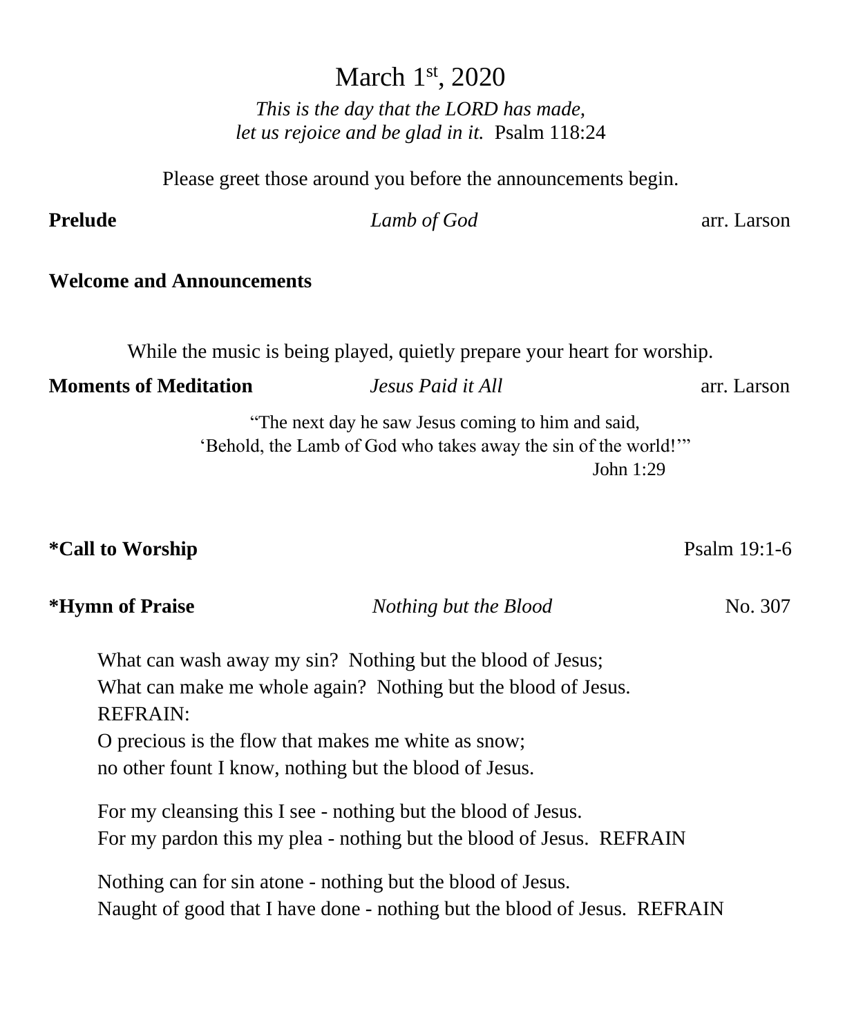# March 1st, 2020

*This is the day that the LORD has made,*
*let us rejoice and be glad in it.* Psalm 118:24

Please greet those around you before the announcements begin.

**Prelude** *Lamb of God* arr. Larson

**Welcome and Announcements**

While the music is being played, quietly prepare your heart for worship.

**Moments of Meditation** *Jesus Paid it All* arr. Larson

"The next day he saw Jesus coming to him and said,
'Behold, the Lamb of God who takes away the sin of the world!'"
John 1:29

**\*Call to Worship** Psalm 19:1-6

**\*Hymn of Praise** *Nothing but the Blood* No. 307

What can wash away my sin? Nothing but the blood of Jesus;
What can make me whole again? Nothing but the blood of Jesus.
REFRAIN:
O precious is the flow that makes me white as snow;
no other fount I know, nothing but the blood of Jesus.

For my cleansing this I see - nothing but the blood of Jesus.
For my pardon this my plea - nothing but the blood of Jesus. REFRAIN

Nothing can for sin atone - nothing but the blood of Jesus.
Naught of good that I have done - nothing but the blood of Jesus. REFRAIN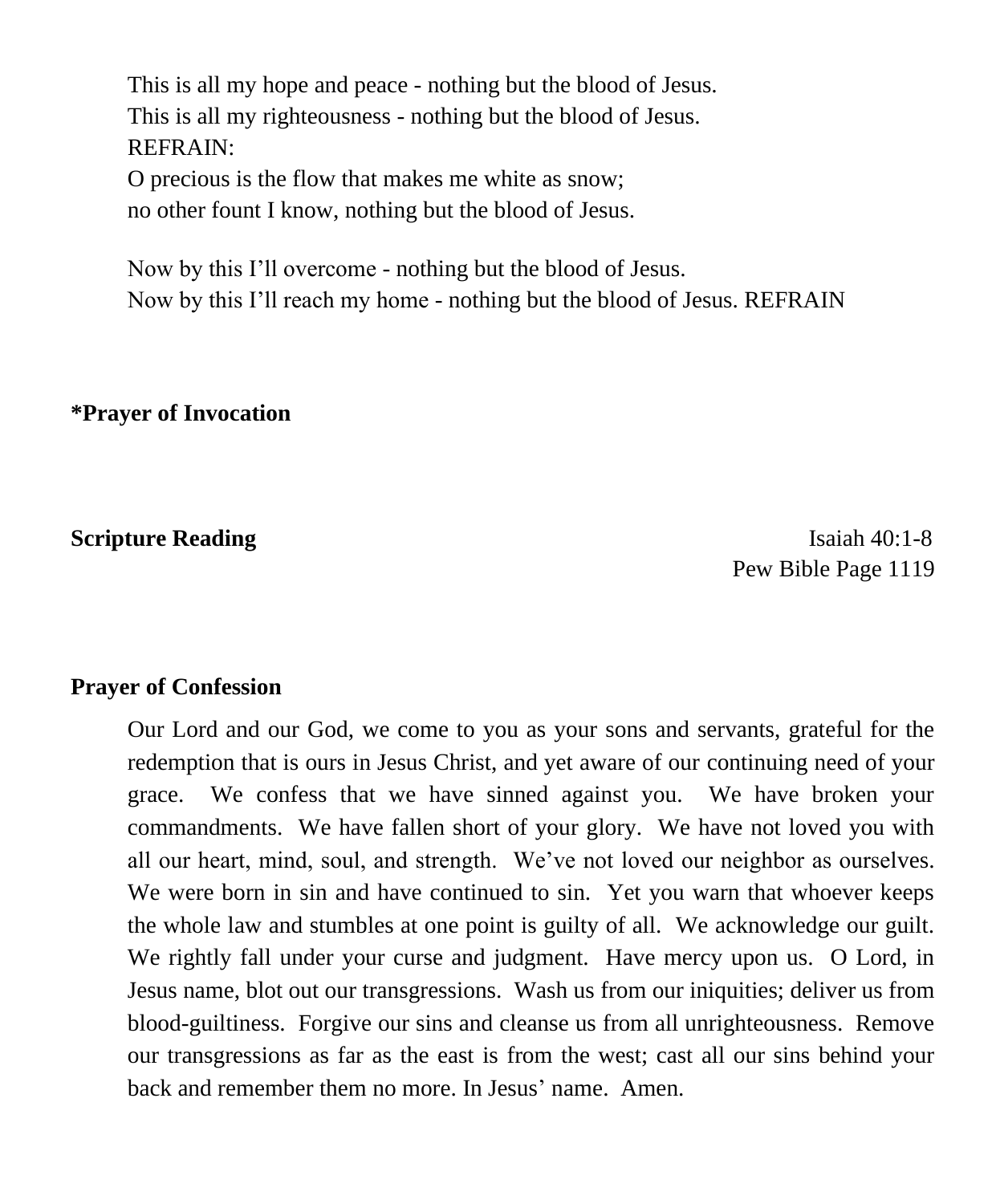This is all my hope and peace - nothing but the blood of Jesus.
This is all my righteousness - nothing but the blood of Jesus.
REFRAIN:
O precious is the flow that makes me white as snow;
no other fount I know, nothing but the blood of Jesus.

Now by this I'll overcome - nothing but the blood of Jesus.
Now by this I'll reach my home - nothing but the blood of Jesus. REFRAIN

**\*Prayer of Invocation**

**Scripture Reading** Isaiah 40:1-8
Pew Bible Page 1119

**Prayer of Confession**

Our Lord and our God, we come to you as your sons and servants, grateful for the redemption that is ours in Jesus Christ, and yet aware of our continuing need of your grace. We confess that we have sinned against you. We have broken your commandments. We have fallen short of your glory. We have not loved you with all our heart, mind, soul, and strength. We've not loved our neighbor as ourselves. We were born in sin and have continued to sin. Yet you warn that whoever keeps the whole law and stumbles at one point is guilty of all. We acknowledge our guilt. We rightly fall under your curse and judgment. Have mercy upon us. O Lord, in Jesus name, blot out our transgressions. Wash us from our iniquities; deliver us from blood-guiltiness. Forgive our sins and cleanse us from all unrighteousness. Remove our transgressions as far as the east is from the west; cast all our sins behind your back and remember them no more. In Jesus' name. Amen.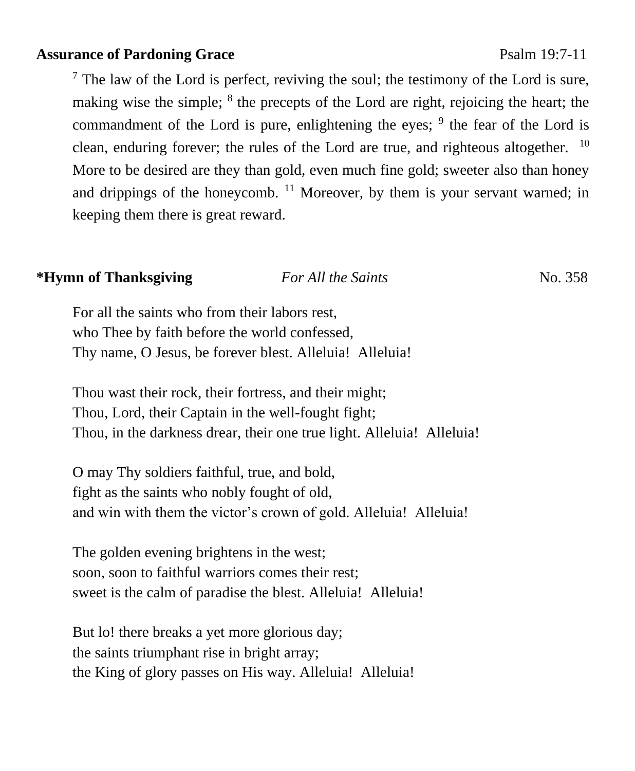**Assurance of Pardoning Grace** Psalm 19:7-11

> [7] The law of the Lord is perfect, reviving the soul; the testimony of the Lord is sure, making wise the simple; [8] the precepts of the Lord are right, rejoicing the heart; the commandment of the Lord is pure, enlightening the eyes; [9] the fear of the Lord is clean, enduring forever; the rules of the Lord are true, and righteous altogether. [10] More to be desired are they than gold, even much fine gold; sweeter also than honey and drippings of the honeycomb. [11] Moreover, by them is your servant warned; in keeping them there is great reward.

**\*Hymn of Thanksgiving** *For All the Saints* No. 358

For all the saints who from their labors rest,
who Thee by faith before the world confessed,
Thy name, O Jesus, be forever blest. Alleluia! Alleluia!

Thou wast their rock, their fortress, and their might;
Thou, Lord, their Captain in the well-fought fight;
Thou, in the darkness drear, their one true light. Alleluia! Alleluia!

O may Thy soldiers faithful, true, and bold,
fight as the saints who nobly fought of old,
and win with them the victor's crown of gold. Alleluia! Alleluia!

The golden evening brightens in the west;
soon, soon to faithful warriors comes their rest;
sweet is the calm of paradise the blest. Alleluia! Alleluia!

But lo! there breaks a yet more glorious day;
the saints triumphant rise in bright array;
the King of glory passes on His way. Alleluia! Alleluia!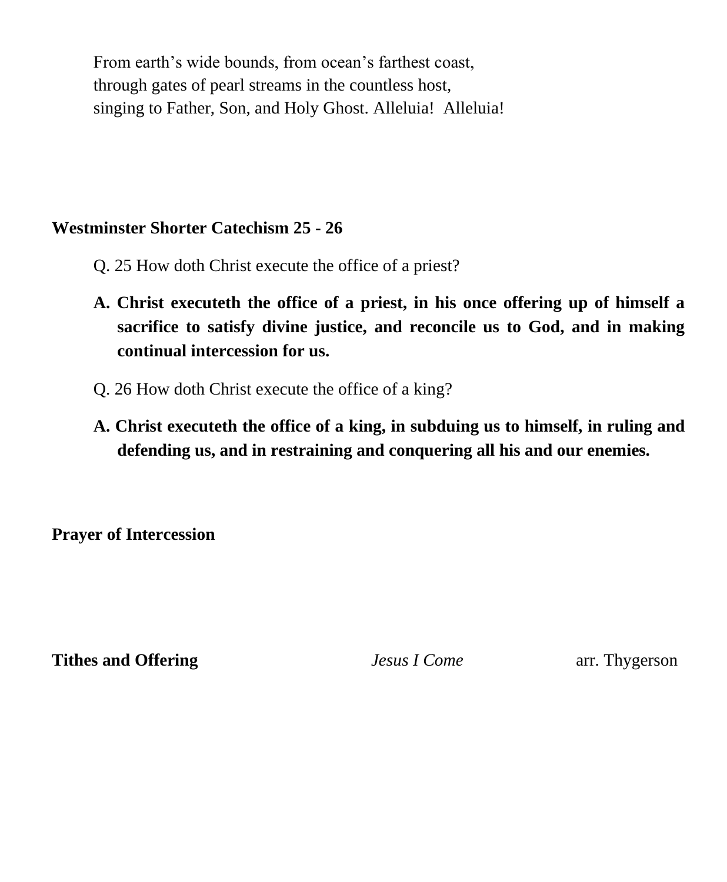From earth's wide bounds, from ocean's farthest coast,  
through gates of pearl streams in the countless host,  
singing to Father, Son, and Holy Ghost. Alleluia!  Alleluia!

**Westminster Shorter Catechism 25 - 26**

Q. 25 How doth Christ execute the office of a priest?

**A. Christ executeth the office of a priest, in his once offering up of himself a sacrifice to satisfy divine justice, and reconcile us to God, and in making continual intercession for us.**

Q. 26 How doth Christ execute the office of a king?

**A. Christ executeth the office of a king, in subduing us to himself, in ruling and defending us, and in restraining and conquering all his and our enemies.**

**Prayer of Intercession**

**Tithes and Offering** *Jesus I Come* arr. Thygerson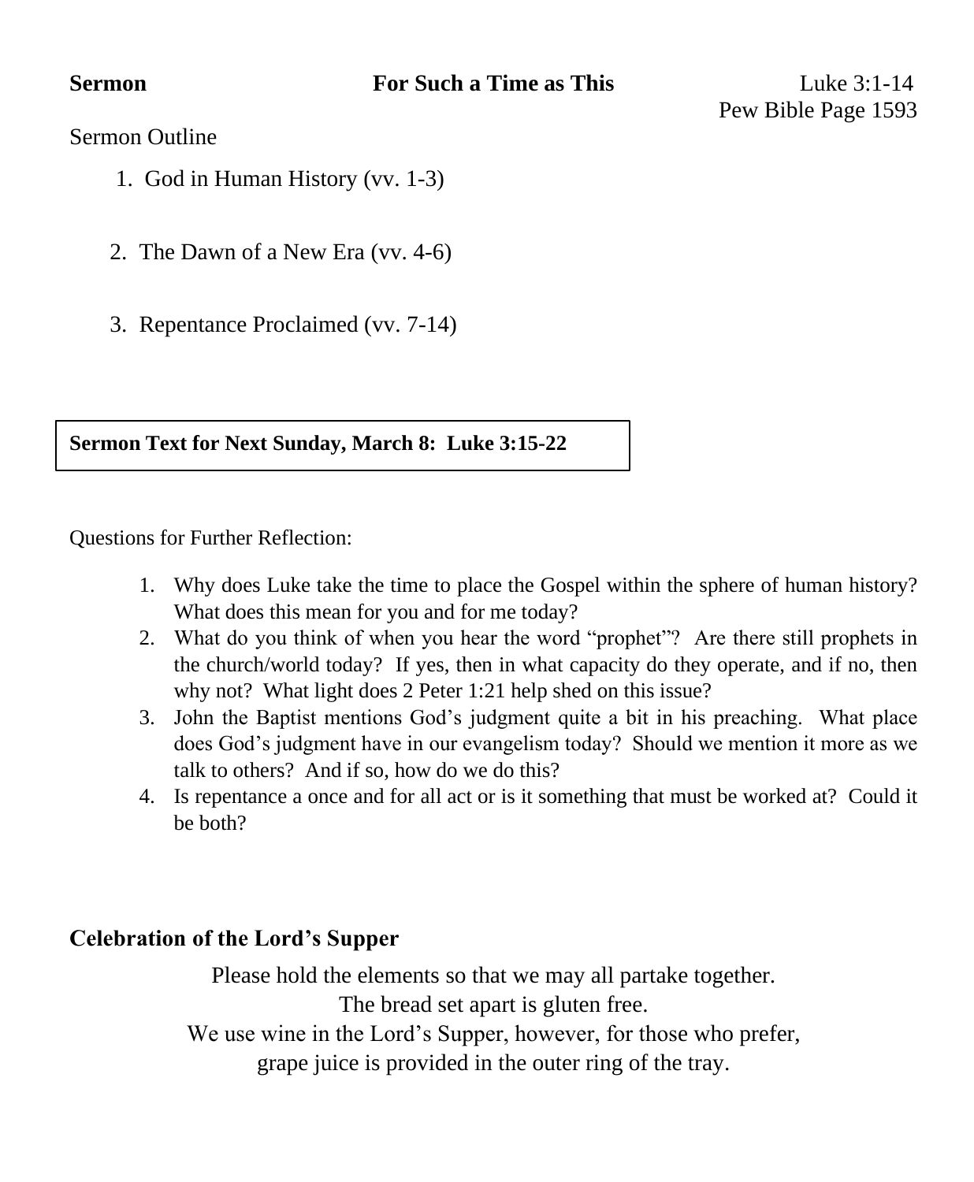**Sermon** **For Such a Time as This** Luke 3:1-14
Pew Bible Page 1593

Sermon Outline

1. God in Human History (vv. 1-3)

2. The Dawn of a New Era (vv. 4-6)

3. Repentance Proclaimed (vv. 7-14)

**Sermon Text for Next Sunday, March 8: Luke 3:15-22**

Questions for Further Reflection:

1. Why does Luke take the time to place the Gospel within the sphere of human history? What does this mean for you and for me today?
2. What do you think of when you hear the word "prophet"? Are there still prophets in the church/world today? If yes, then in what capacity do they operate, and if no, then why not? What light does 2 Peter 1:21 help shed on this issue?
3. John the Baptist mentions God's judgment quite a bit in his preaching. What place does God's judgment have in our evangelism today? Should we mention it more as we talk to others? And if so, how do we do this?
4. Is repentance a once and for all act or is it something that must be worked at? Could it be both?

## Celebration of the Lord's Supper

Please hold the elements so that we may all partake together.
The bread set apart is gluten free.
We use wine in the Lord's Supper, however, for those who prefer,
grape juice is provided in the outer ring of the tray.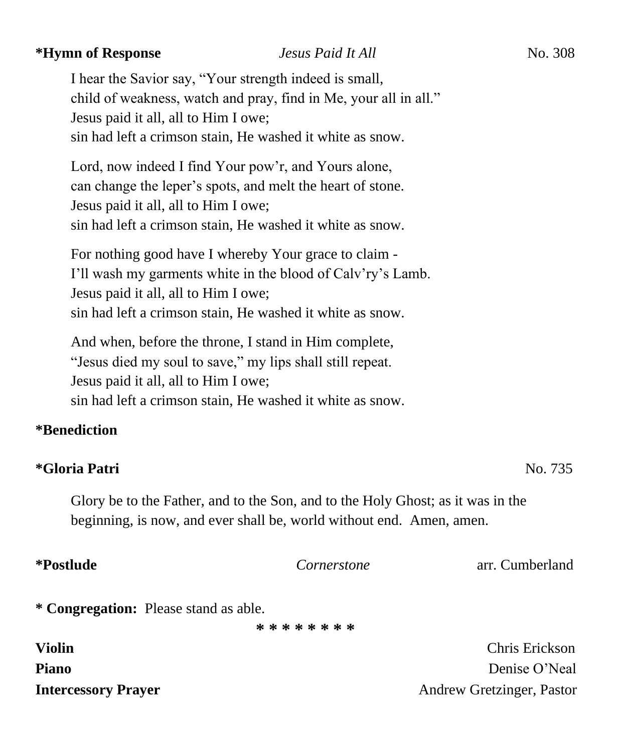**\*Hymn of Response** *Jesus Paid It All* No. 308

I hear the Savior say, "Your strength indeed is small,  
child of weakness, watch and pray, find in Me, your all in all."  
Jesus paid it all, all to Him I owe;  
sin had left a crimson stain, He washed it white as snow.

Lord, now indeed I find Your pow'r, and Yours alone,  
can change the leper's spots, and melt the heart of stone.  
Jesus paid it all, all to Him I owe;  
sin had left a crimson stain, He washed it white as snow.

For nothing good have I whereby Your grace to claim -  
I'll wash my garments white in the blood of Calv'ry's Lamb.  
Jesus paid it all, all to Him I owe;  
sin had left a crimson stain, He washed it white as snow.

And when, before the throne, I stand in Him complete,  
"Jesus died my soul to save," my lips shall still repeat.  
Jesus paid it all, all to Him I owe;  
sin had left a crimson stain, He washed it white as snow.

**\*Benediction**

**\*Gloria Patri** No. 735

Glory be to the Father, and to the Son, and to the Holy Ghost; as it was in the beginning, is now, and ever shall be, world without end. Amen, amen.

**\*Postlude** *Cornerstone* arr. Cumberland

**\* Congregation:** Please stand as able.

\* \* \* \* \* \* \* \* \*

**Violin** Chris Erickson  
**Piano** Denise O'Neal  
**Intercessory Prayer** Andrew Gretzinger, Pastor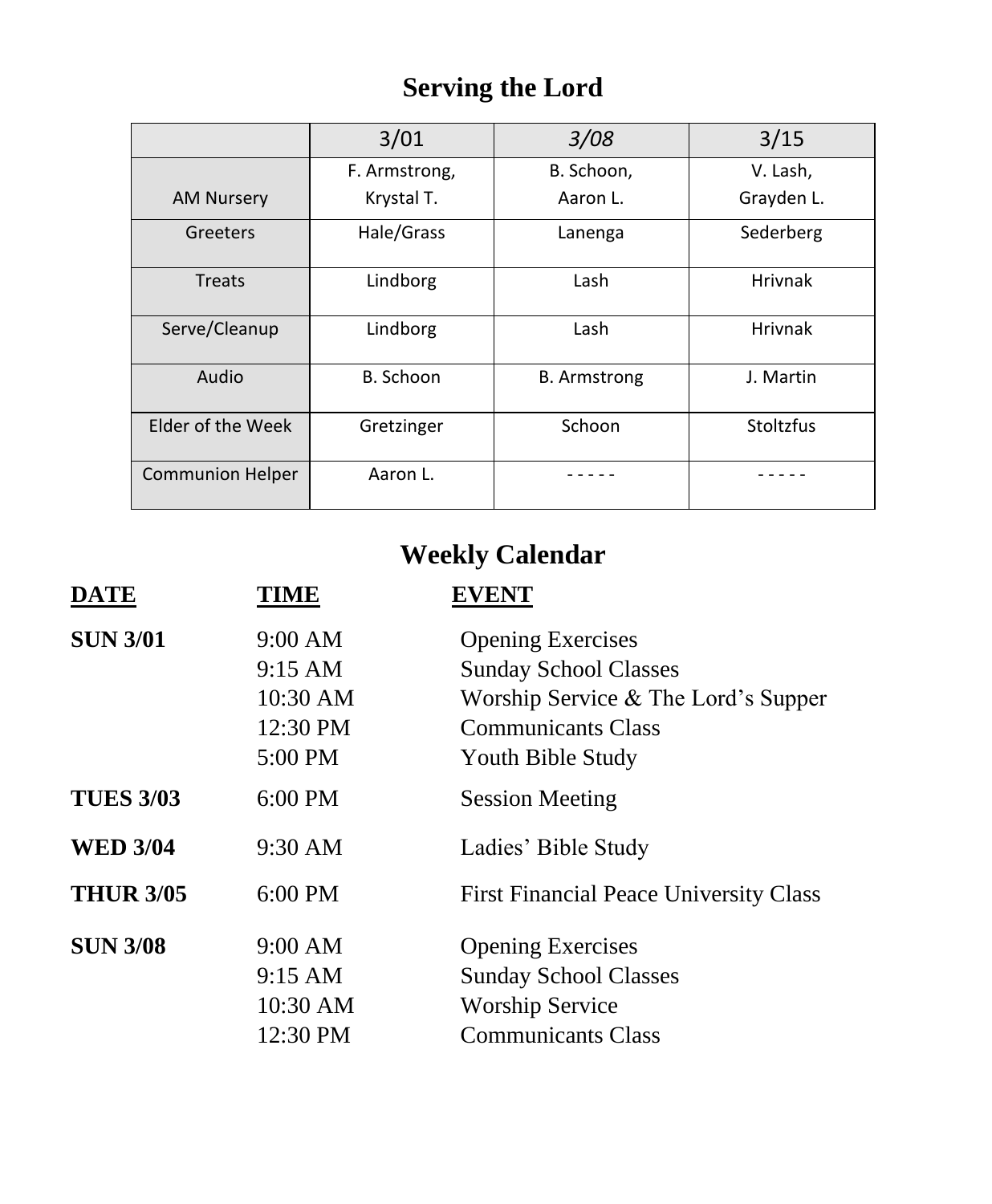## Serving the Lord

| | 3/01 | *3/08* | 3/15 |
|---|---|---|---|
| AM Nursery | F. Armstrong, Krystal T. | B. Schoon, Aaron L. | V. Lash, Grayden L. |
| Greeters | Hale/Grass | Lanenga | Sederberg |
| Treats | Lindborg | Lash | Hrivnak |
| Serve/Cleanup | Lindborg | Lash | Hrivnak |
| Audio | B. Schoon | B. Armstrong | J. Martin |
| Elder of the Week | Gretzinger | Schoon | Stoltzfus |
| Communion Helper | Aaron L. | - - - - - | - - - - - |

## Weekly Calendar

| **DATE** | **TIME** | **EVENT** |
|---|---|---|
| **SUN 3/01** | 9:00 AM | Opening Exercises |
| | 9:15 AM | Sunday School Classes |
| | 10:30 AM | Worship Service & The Lord's Supper |
| | 12:30 PM | Communicants Class |
| | 5:00 PM | Youth Bible Study |
| **TUES 3/03** | 6:00 PM | Session Meeting |
| **WED 3/04** | 9:30 AM | Ladies' Bible Study |
| **THUR 3/05** | 6:00 PM | First Financial Peace University Class |
| **SUN 3/08** | 9:00 AM | Opening Exercises |
| | 9:15 AM | Sunday School Classes |
| | 10:30 AM | Worship Service |
| | 12:30 PM | Communicants Class |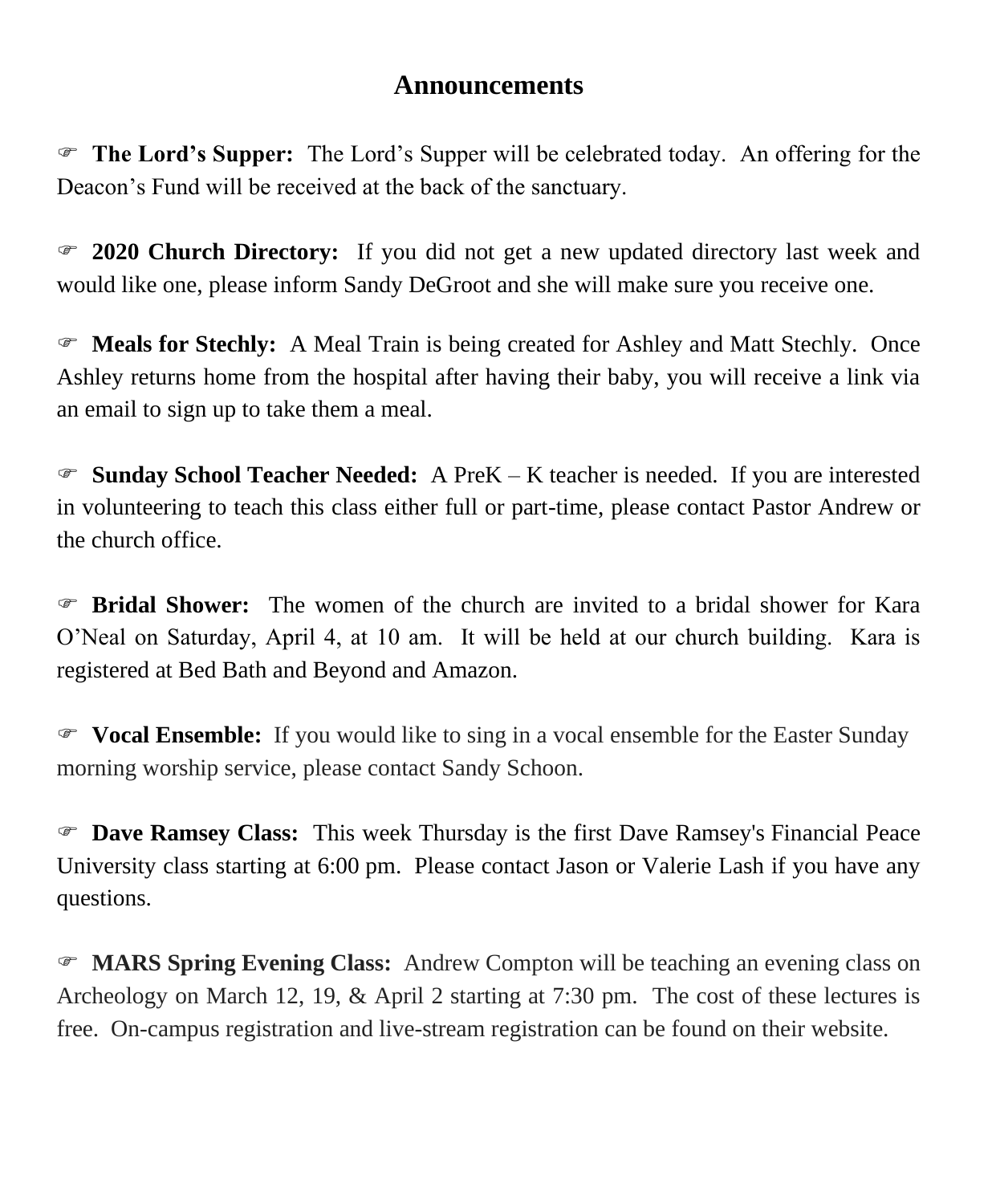# Announcements

☞ **The Lord's Supper:** The Lord's Supper will be celebrated today. An offering for the Deacon's Fund will be received at the back of the sanctuary.

☞ **2020 Church Directory:** If you did not get a new updated directory last week and would like one, please inform Sandy DeGroot and she will make sure you receive one.

☞ **Meals for Stechly:** A Meal Train is being created for Ashley and Matt Stechly. Once Ashley returns home from the hospital after having their baby, you will receive a link via an email to sign up to take them a meal.

☞ **Sunday School Teacher Needed:** A PreK – K teacher is needed. If you are interested in volunteering to teach this class either full or part-time, please contact Pastor Andrew or the church office.

☞ **Bridal Shower:** The women of the church are invited to a bridal shower for Kara O'Neal on Saturday, April 4, at 10 am. It will be held at our church building. Kara is registered at Bed Bath and Beyond and Amazon.

☞ **Vocal Ensemble:** If you would like to sing in a vocal ensemble for the Easter Sunday morning worship service, please contact Sandy Schoon.

☞ **Dave Ramsey Class:** This week Thursday is the first Dave Ramsey's Financial Peace University class starting at 6:00 pm. Please contact Jason or Valerie Lash if you have any questions.

☞ **MARS Spring Evening Class:** Andrew Compton will be teaching an evening class on Archeology on March 12, 19, & April 2 starting at 7:30 pm. The cost of these lectures is free. On-campus registration and live-stream registration can be found on their website.